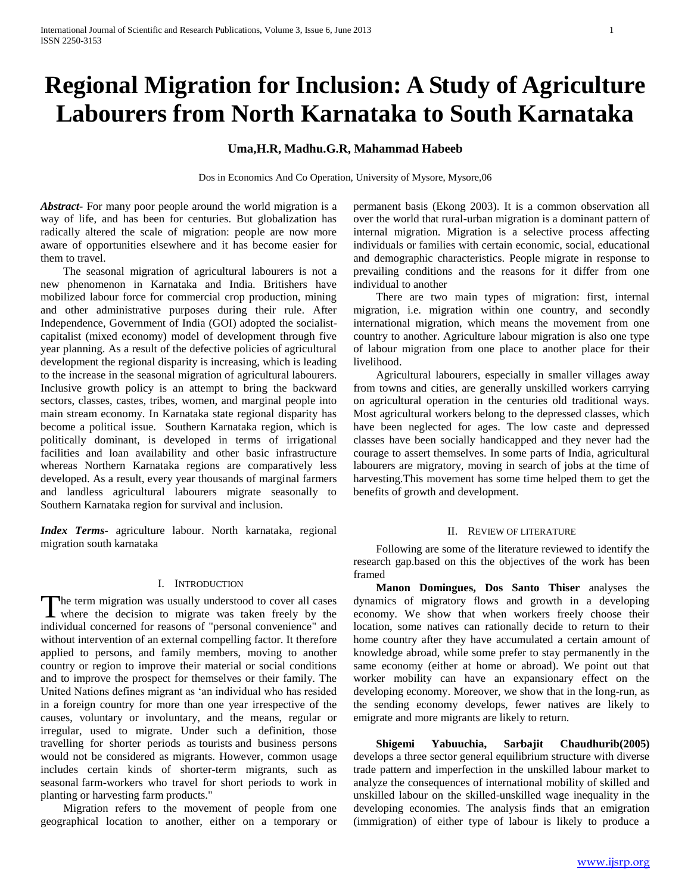# Regional Migration for Inclusion: A Study of Agriculture Labourers from North Karnataka to South Karnataka

**Uma,H.R, Madhu.G.R, Mahammad Habeeb**

Dos in Economics And Co Operation, University of Mysore, Mysore,06

***Abstract*-** For many poor people around the world migration is a way of life, and has been for centuries. But globalization has radically altered the scale of migration: people are now more aware of opportunities elsewhere and it has become easier for them to travel.

The seasonal migration of agricultural labourers is not a new phenomenon in Karnataka and India. Britishers have mobilized labour force for commercial crop production, mining and other administrative purposes during their rule. After Independence, Government of India (GOI) adopted the socialist-capitalist (mixed economy) model of development through five year planning. As a result of the defective policies of agricultural development the regional disparity is increasing, which is leading to the increase in the seasonal migration of agricultural labourers. Inclusive growth policy is an attempt to bring the backward sectors, classes, castes, tribes, women, and marginal people into main stream economy. In Karnataka state regional disparity has become a political issue. Southern Karnataka region, which is politically dominant, is developed in terms of irrigational facilities and loan availability and other basic infrastructure whereas Northern Karnataka regions are comparatively less developed. As a result, every year thousands of marginal farmers and landless agricultural labourers migrate seasonally to Southern Karnataka region for survival and inclusion.

***Index Terms*-** agriculture labour. North karnataka, regional migration south karnataka

## I. Introduction

The term migration was usually understood to cover all cases where the decision to migrate was taken freely by the individual concerned for reasons of "personal convenience" and without intervention of an external compelling factor. It therefore applied to persons, and family members, moving to another country or region to improve their material or social conditions and to improve the prospect for themselves or their family. The United Nations defines migrant as 'an individual who has resided in a foreign country for more than one year irrespective of the causes, voluntary or involuntary, and the means, regular or irregular, used to migrate. Under such a definition, those travelling for shorter periods as tourists and business persons would not be considered as migrants. However, common usage includes certain kinds of shorter-term migrants, such as seasonal farm-workers who travel for short periods to work in planting or harvesting farm products."

Migration refers to the movement of people from one geographical location to another, either on a temporary or permanent basis (Ekong 2003). It is a common observation all over the world that rural-urban migration is a dominant pattern of internal migration. Migration is a selective process affecting individuals or families with certain economic, social, educational and demographic characteristics. People migrate in response to prevailing conditions and the reasons for it differ from one individual to another

There are two main types of migration: first, internal migration, i.e. migration within one country, and secondly international migration, which means the movement from one country to another. Agriculture labour migration is also one type of labour migration from one place to another place for their livelihood.

Agricultural labourers, especially in smaller villages away from towns and cities, are generally unskilled workers carrying on agricultural operation in the centuries old traditional ways. Most agricultural workers belong to the depressed classes, which have been neglected for ages. The low caste and depressed classes have been socially handicapped and they never had the courage to assert themselves. In some parts of India, agricultural labourers are migratory, moving in search of jobs at the time of harvesting.This movement has some time helped them to get the benefits of growth and development.

## II. Review of Literature

Following are some of the literature reviewed to identify the research gap.based on this the objectives of the work has been framed

**Manon Domingues, Dos Santo Thiser** analyses the dynamics of migratory flows and growth in a developing economy. We show that when workers freely choose their location, some natives can rationally decide to return to their home country after they have accumulated a certain amount of knowledge abroad, while some prefer to stay permanently in the same economy (either at home or abroad). We point out that worker mobility can have an expansionary effect on the developing economy. Moreover, we show that in the long-run, as the sending economy develops, fewer natives are likely to emigrate and more migrants are likely to return.

**Shigemi Yabuuchia, Sarbajit Chaudhurib(2005)** develops a three sector general equilibrium structure with diverse trade pattern and imperfection in the unskilled labour market to analyze the consequences of international mobility of skilled and unskilled labour on the skilled-unskilled wage inequality in the developing economies. The analysis finds that an emigration (immigration) of either type of labour is likely to produce a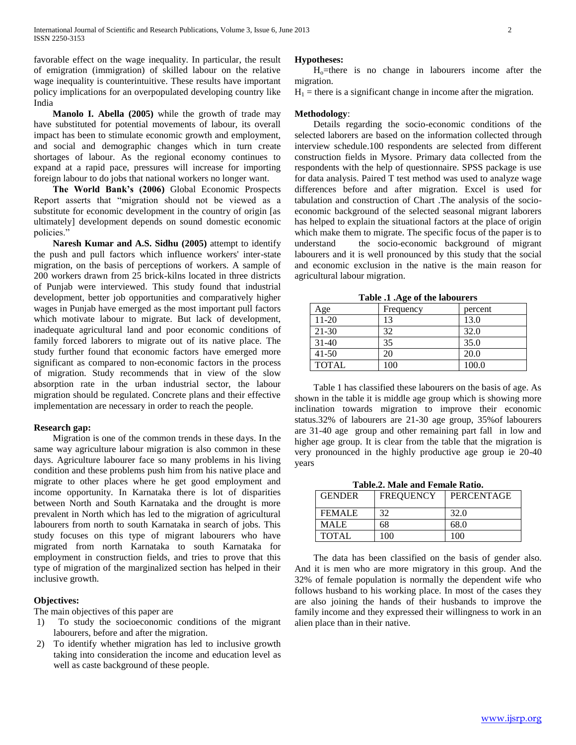favorable effect on the wage inequality. In particular, the result of emigration (immigration) of skilled labour on the relative wage inequality is counterintuitive. These results have important policy implications for an overpopulated developing country like India"

**Manolo I. Abella (2005)** while the growth of trade may have substituted for potential movements of labour, its overall impact has been to stimulate economic growth and employment, and social and demographic changes which in turn create shortages of labour. As the regional economy continues to expand at a rapid pace, pressures will increase for importing foreign labour to do jobs that national workers no longer want.

**The World Bank's (2006)** Global Economic Prospects Report asserts that "migration should not be viewed as a substitute for economic development in the country of origin [as ultimately] development depends on sound domestic economic policies."

**Naresh Kumar and A.S. Sidhu (2005)** attempt to identify the push and pull factors which influence workers' inter-state migration, on the basis of perceptions of workers. A sample of 200 workers drawn from 25 brick-kilns located in three districts of Punjab were interviewed. This study found that industrial development, better job opportunities and comparatively higher wages in Punjab have emerged as the most important pull factors which motivate labour to migrate. But lack of development, inadequate agricultural land and poor economic conditions of family forced laborers to migrate out of its native place. The study further found that economic factors have emerged more significant as compared to non-economic factors in the process of migration. Study recommends that in view of the slow absorption rate in the urban industrial sector, the labour migration should be regulated. Concrete plans and their effective implementation are necessary in order to reach the people.

### Research gap:

Migration is one of the common trends in these days. In the same way agriculture labour migration is also common in these days. Agriculture labourer face so many problems in his living condition and these problems push him from his native place and migrate to other places where he get good employment and income opportunity. In Karnataka there is lot of disparities between North and South Karnataka and the drought is more prevalent in North which has led to the migration of agricultural labourers from north to south Karnataka in search of jobs. This study focuses on this type of migrant labourers who have migrated from north Karnataka to south Karnataka for employment in construction fields, and tries to prove that this type of migration of the marginalized section has helped in their inclusive growth.

### Objectives:

The main objectives of this paper are

1) To study the socioeconomic conditions of the migrant labourers, before and after the migration.
2) To identify whether migration has led to inclusive growth taking into consideration the income and education level as well as caste background of these people.

### Hypotheses:

$H_o$=there is no change in labourers income after the migration.

$H_1$ = there is a significant change in income after the migration.

### Methodology:

Details regarding the socio-economic conditions of the selected laborers are based on the information collected through interview schedule.100 respondents are selected from different construction fields in Mysore. Primary data collected from the respondents with the help of questionnaire. SPSS package is use for data analysis. Paired T test method was used to analyze wage differences before and after migration. Excel is used for tabulation and construction of Chart .The analysis of the socio-economic background of the selected seasonal migrant laborers has helped to explain the situational factors at the place of origin which make them to migrate. The specific focus of the paper is to understand the socio-economic background of migrant labourers and it is well pronounced by this study that the social and economic exclusion in the native is the main reason for agricultural labour migration.

**Table .1 .Age of the labourers**

| Age | Frequency | percent |
|---|---|---|
| 11-20 | 13 | 13.0 |
| 21-30 | 32 | 32.0 |
| 31-40 | 35 | 35.0 |
| 41-50 | 20 | 20.0 |
| TOTAL | 100 | 100.0 |

Table 1 has classified these labourers on the basis of age. As shown in the table it is middle age group which is showing more inclination towards migration to improve their economic status.32% of labourers are 21-30 age group, 35%of labourers are 31-40 age group and other remaining part fall in low and higher age group. It is clear from the table that the migration is very pronounced in the highly productive age group ie 20-40 years

**Table.2. Male and Female Ratio.**

| GENDER | FREQUENCY | PERCENTAGE |
|---|---|---|
| FEMALE | 32 | 32.0 |
| MALE | 68 | 68.0 |
| TOTAL | 100 | 100 |

The data has been classified on the basis of gender also. And it is men who are more migratory in this group. And the 32% of female population is normally the dependent wife who follows husband to his working place. In most of the cases they are also joining the hands of their husbands to improve the family income and they expressed their willingness to work in an alien place than in their native.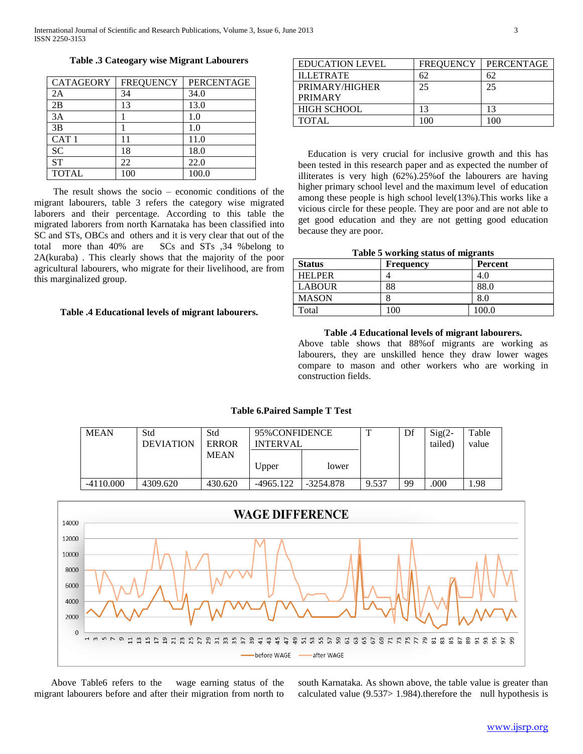**Table .3 Cateogary wise Migrant Labourers**

| CATAGEORY | FREQUENCY | PERCENTAGE |
|---|---|---|
| 2A | 34 | 34.0 |
| 2B | 13 | 13.0 |
| 3A | 1 | 1.0 |
| 3B | 1 | 1.0 |
| CAT 1 | 11 | 11.0 |
| SC | 18 | 18.0 |
| ST | 22 | 22.0 |
| TOTAL | 100 | 100.0 |

The result shows the socio – economic conditions of the migrant labourers, table 3 refers the category wise migrated laborers and their percentage. According to this table the migrated laborers from north Karnataka has been classified into SC and STs, OBCs and others and it is very clear that out of the total more than 40% are SCs and STs ,34 %belong to 2A(kuraba) . This clearly shows that the majority of the poor agricultural labourers, who migrate for their livelihood, are from this marginalized group.

**Table .4 Educational levels of migrant labourers.**

| EDUCATION LEVEL | FREQUENCY | PERCENTAGE |
|---|---|---|
| ILLETRATE | 62 | 62 |
| PRIMARY/HIGHER PRIMARY | 25 | 25 |
| HIGH SCHOOL | 13 | 13 |
| TOTAL | 100 | 100 |

Education is very crucial for inclusive growth and this has been tested in this research paper and as expected the number of illiterates is very high (62%).25%of the labourers are having higher primary school level and the maximum level of education among these people is high school level(13%).This works like a vicious circle for these people. They are poor and are not able to get good education and they are not getting good education because they are poor.

**Table 5 working status of migrants**

| Status | Frequency | Percent |
|---|---|---|
| HELPER | 4 | 4.0 |
| LABOUR | 88 | 88.0 |
| MASON | 8 | 8.0 |
| Total | 100 | 100.0 |

**Table .4 Educational levels of migrant labourers.**

Above table shows that 88%of migrants are working as labourers, they are unskilled hence they draw lower wages compare to mason and other workers who are working in construction fields.

**Table 6.Paired Sample T Test**

| MEAN | Std DEVIATION | Std ERROR MEAN | 95%CONFIDENCE INTERVAL | | T | Df | Sig(2-tailed) | Table value |
|---|---|---|---|---|---|---|---|---|
| | | | Upper | lower | | | | |
| -4110.000 | 4309.620 | 430.620 | -4965.122 | -3254.878 | 9.537 | 99 | .000 | 1.98 |

**WAGE DIFFERENCE**

Above Table6 refers to the wage earning status of the migrant labourers before and after their migration from north to south Karnataka. As shown above, the table value is greater than calculated value (9.537> 1.984).therefore the null hypothesis is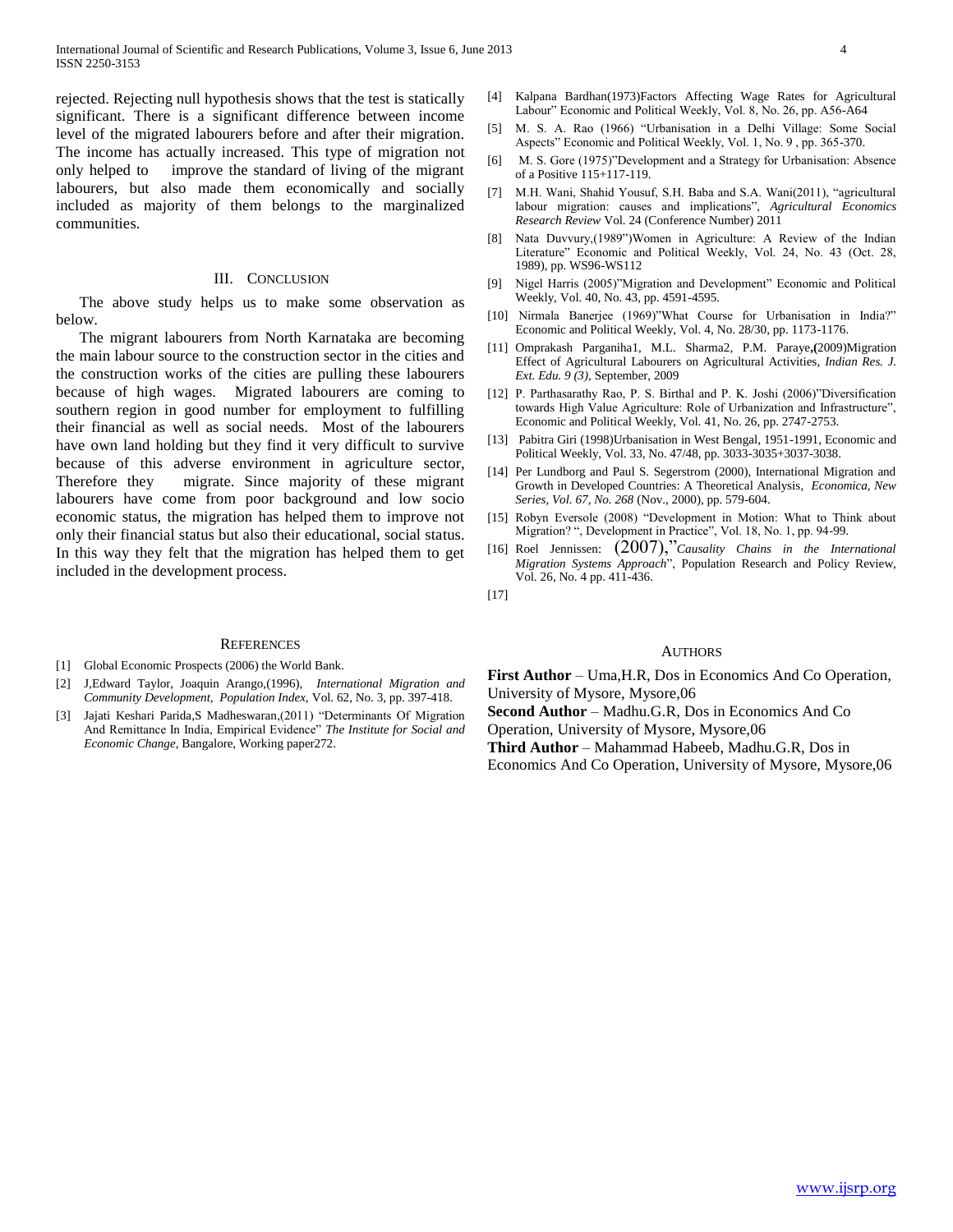rejected. Rejecting null hypothesis shows that the test is statically significant. There is a significant difference between income level of the migrated labourers before and after their migration. The income has actually increased. This type of migration not only helped to improve the standard of living of the migrant labourers, but also made them economically and socially included as majority of them belongs to the marginalized communities.

## III. Conclusion

The above study helps us to make some observation as below.

The migrant labourers from North Karnataka are becoming the main labour source to the construction sector in the cities and the construction works of the cities are pulling these labourers because of high wages. Migrated labourers are coming to southern region in good number for employment to fulfilling their financial as well as social needs. Most of the labourers have own land holding but they find it very difficult to survive because of this adverse environment in agriculture sector, Therefore they migrate. Since majority of these migrant labourers have come from poor background and low socio economic status, the migration has helped them to improve not only their financial status but also their educational, social status. In this way they felt that the migration has helped them to get included in the development process.

## References

[1] Global Economic Prospects (2006) the World Bank.

[2] J,Edward Taylor, Joaquin Arango,(1996), *International Migration and Community Development, Population Index,* Vol. 62, No. 3, pp. 397-418.

[3] Jajati Keshari Parida,S Madheswaran,(2011) "Determinants Of Migration And Remittance In India, Empirical Evidence" *The Institute for Social and Economic Change,* Bangalore, Working paper272.

[4] Kalpana Bardhan(1973)Factors Affecting Wage Rates for Agricultural Labour" Economic and Political Weekly, Vol. 8, No. 26, pp. A56-A64

[5] M. S. A. Rao (1966) "Urbanisation in a Delhi Village: Some Social Aspects" Economic and Political Weekly, Vol. 1, No. 9 , pp. 365-370.

[6] M. S. Gore (1975)"Development and a Strategy for Urbanisation: Absence of a Positive 115+117-119.

[7] M.H. Wani, Shahid Yousuf, S.H. Baba and S.A. Wani(2011), "agricultural labour migration: causes and implications", *Agricultural Economics Research Review* Vol. 24 (Conference Number) 2011

[8] Nata Duvvury,(1989")Women in Agriculture: A Review of the Indian Literature" Economic and Political Weekly, Vol. 24, No. 43 (Oct. 28, 1989), pp. WS96-WS112

[9] Nigel Harris (2005)"Migration and Development" Economic and Political Weekly, Vol. 40, No. 43, pp. 4591-4595.

[10] Nirmala Banerjee (1969)"What Course for Urbanisation in India?" Economic and Political Weekly, Vol. 4, No. 28/30, pp. 1173-1176.

[11] Omprakash Parganiha1, M.L. Sharma2, P.M. Paraye**,(**2009)Migration Effect of Agricultural Labourers on Agricultural Activities, *Indian Res. J. Ext. Edu. 9 (3),* September, 2009

[12] P. Parthasarathy Rao, P. S. Birthal and P. K. Joshi (2006)"Diversification towards High Value Agriculture: Role of Urbanization and Infrastructure", Economic and Political Weekly, Vol. 41, No. 26, pp. 2747-2753.

[13] Pabitra Giri (1998)Urbanisation in West Bengal, 1951-1991, Economic and Political Weekly, Vol. 33, No. 47/48, pp. 3033-3035+3037-3038.

[14] Per Lundborg and Paul S. Segerstrom (2000), International Migration and Growth in Developed Countries: A Theoretical Analysis, *Economica, New Series, Vol. 67, No. 268* (Nov., 2000), pp. 579-604.

[15] Robyn Eversole (2008) "Development in Motion: What to Think about Migration? ", Development in Practice", Vol. 18, No. 1, pp. 94-99.

[16] Roel Jennissen: (2007),"*Causality Chains in the International Migration Systems Approach*", Population Research and Policy Review, Vol. 26, No. 4 pp. 411-436.

[17]

## Authors

**First Author** – Uma,H.R, Dos in Economics And Co Operation, University of Mysore, Mysore,06

**Second Author** – Madhu.G.R, Dos in Economics And Co Operation, University of Mysore, Mysore,06

**Third Author** – Mahammad Habeeb, Madhu.G.R, Dos in Economics And Co Operation, University of Mysore, Mysore,06